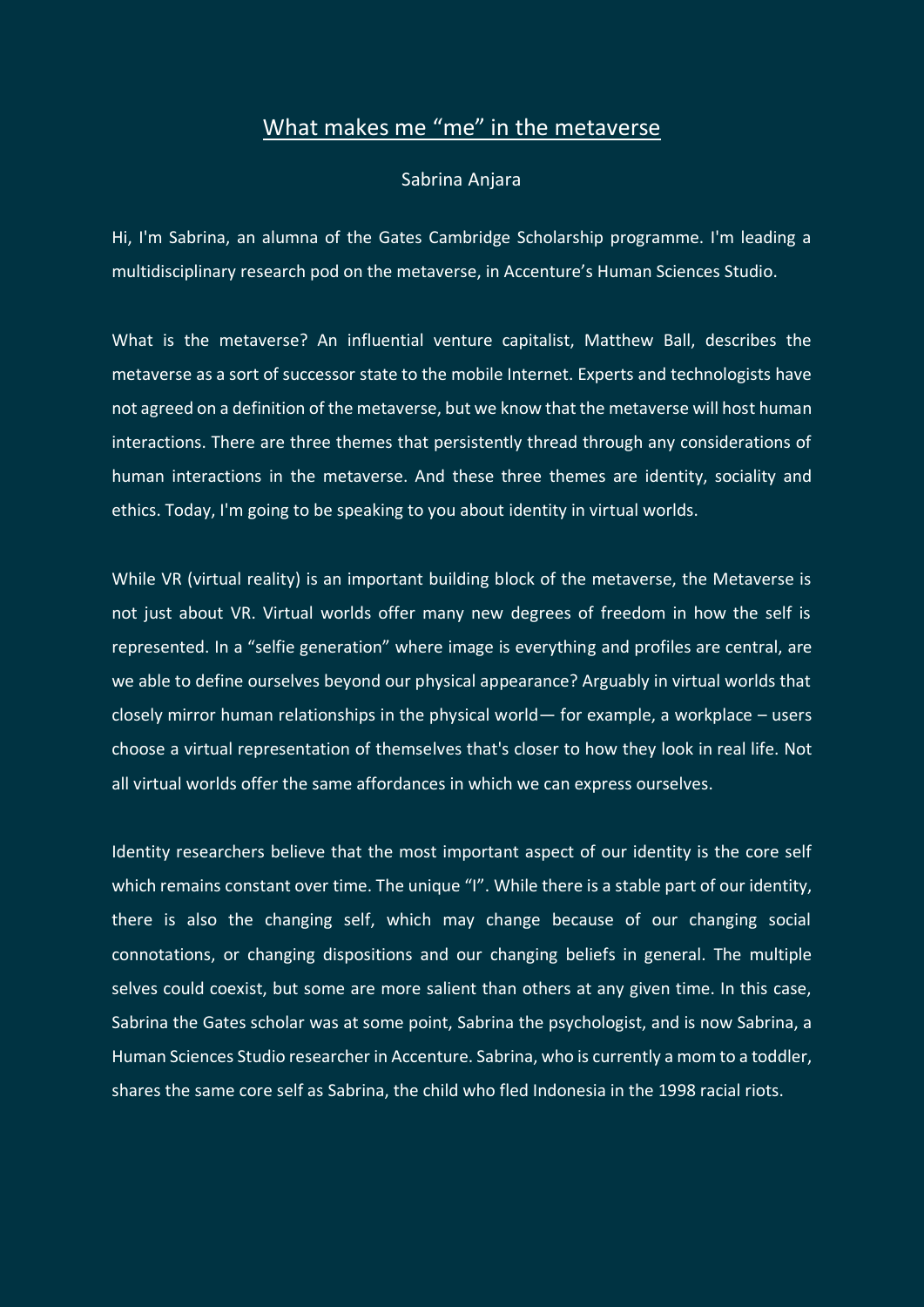# What makes me "me" in the metaverse

Sabrina Anjara

Hi, I'm Sabrina, an alumna of the Gates Cambridge Scholarship programme. I'm leading a multidisciplinary research pod on the metaverse, in Accenture's Human Sciences Studio.

What is the metaverse? An influential venture capitalist, Matthew Ball, describes the metaverse as a sort of successor state to the mobile Internet. Experts and technologists have not agreed on a definition of the metaverse, but we know that the metaverse will host human interactions. There are three themes that persistently thread through any considerations of human interactions in the metaverse. And these three themes are identity, sociality and ethics. Today, I'm going to be speaking to you about identity in virtual worlds.

While VR (virtual reality) is an important building block of the metaverse, the Metaverse is not just about VR. Virtual worlds offer many new degrees of freedom in how the self is represented. In a "selfie generation" where image is everything and profiles are central, are we able to define ourselves beyond our physical appearance? Arguably in virtual worlds that closely mirror human relationships in the physical world— for example, a workplace – users choose a virtual representation of themselves that's closer to how they look in real life. Not all virtual worlds offer the same affordances in which we can express ourselves.

Identity researchers believe that the most important aspect of our identity is the core self which remains constant over time. The unique "I". While there is a stable part of our identity, there is also the changing self, which may change because of our changing social connotations, or changing dispositions and our changing beliefs in general. The multiple selves could coexist, but some are more salient than others at any given time. In this case, Sabrina the Gates scholar was at some point, Sabrina the psychologist, and is now Sabrina, a Human Sciences Studio researcher in Accenture. Sabrina, who is currently a mom to a toddler, shares the same core self as Sabrina, the child who fled Indonesia in the 1998 racial riots.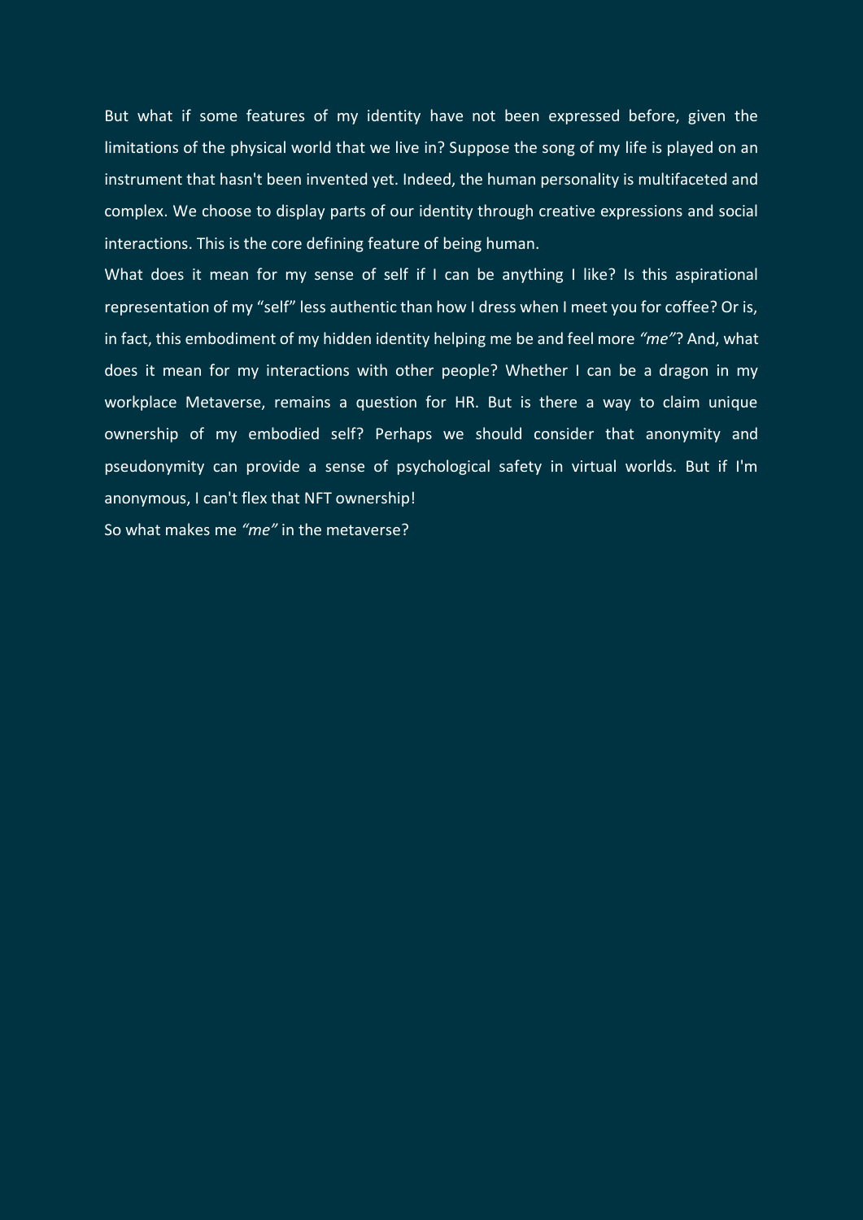But what if some features of my identity have not been expressed before, given the limitations of the physical world that we live in? Suppose the song of my life is played on an instrument that hasn't been invented yet. Indeed, the human personality is multifaceted and complex. We choose to display parts of our identity through creative expressions and social interactions. This is the core defining feature of being human.

What does it mean for my sense of self if I can be anything I like? Is this aspirational representation of my "self" less authentic than how I dress when I meet you for coffee? Or is, in fact, this embodiment of my hidden identity helping me be and feel more *"me"*? And, what does it mean for my interactions with other people? Whether I can be a dragon in my workplace Metaverse, remains a question for HR. But is there a way to claim unique ownership of my embodied self? Perhaps we should consider that anonymity and pseudonymity can provide a sense of psychological safety in virtual worlds. But if I'm anonymous, I can't flex that NFT ownership!

So what makes me *"me"* in the metaverse?